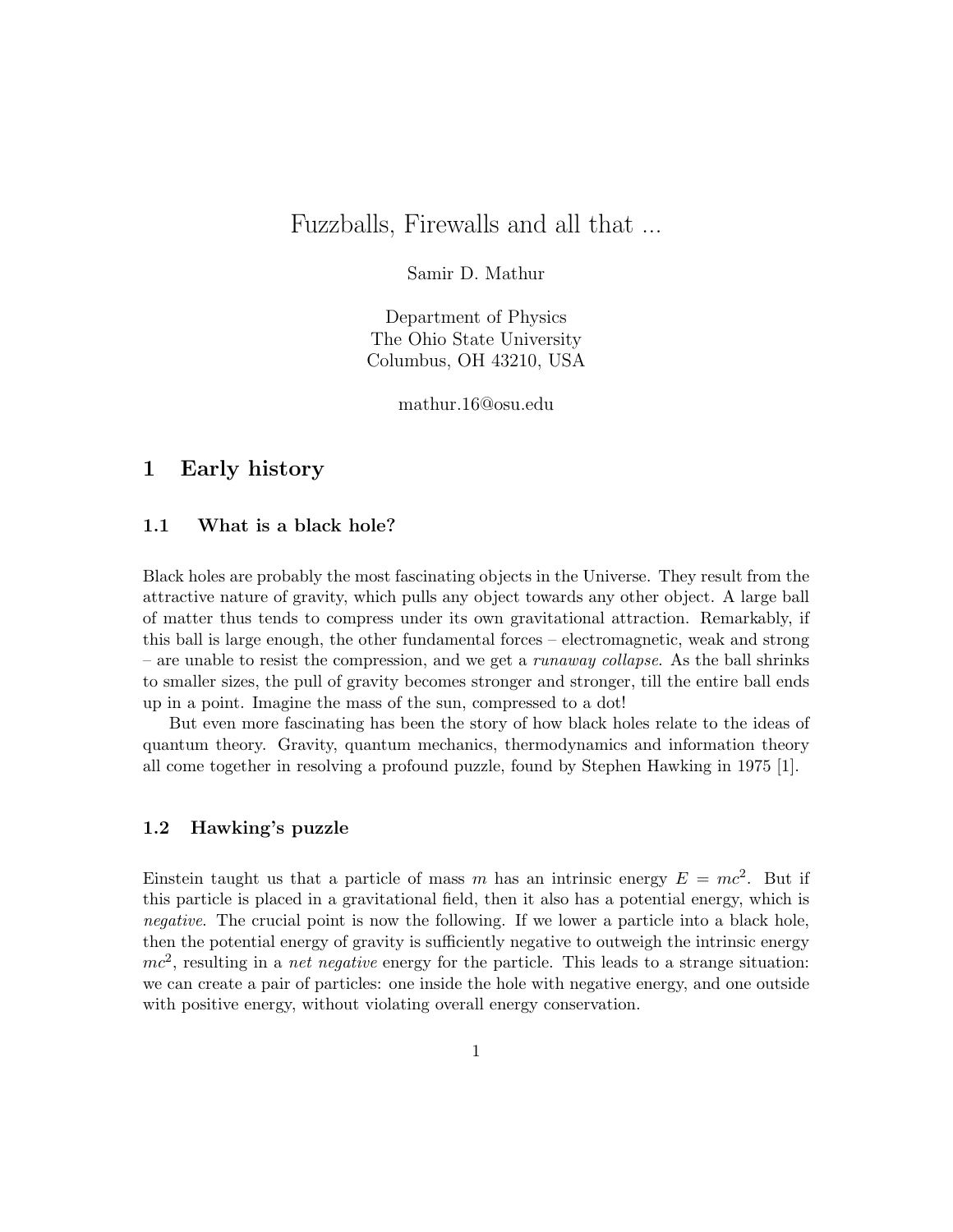# Fuzzballs, Firewalls and all that ...

Samir D. Mathur

Department of Physics
The Ohio State University
Columbus, OH 43210, USA

mathur.16@osu.edu

## 1 Early history

### 1.1 What is a black hole?

Black holes are probably the most fascinating objects in the Universe. They result from the attractive nature of gravity, which pulls any object towards any other object. A large ball of matter thus tends to compress under its own gravitational attraction. Remarkably, if this ball is large enough, the other fundamental forces – electromagnetic, weak and strong – are unable to resist the compression, and we get a *runaway collapse*. As the ball shrinks to smaller sizes, the pull of gravity becomes stronger and stronger, till the entire ball ends up in a point. Imagine the mass of the sun, compressed to a dot!

But even more fascinating has been the story of how black holes relate to the ideas of quantum theory. Gravity, quantum mechanics, thermodynamics and information theory all come together in resolving a profound puzzle, found by Stephen Hawking in 1975 [1].

### 1.2 Hawking's puzzle

Einstein taught us that a particle of mass $m$ has an intrinsic energy $E = mc^2$. But if this particle is placed in a gravitational field, then it also has a potential energy, which is *negative*. The crucial point is now the following. If we lower a particle into a black hole, then the potential energy of gravity is sufficiently negative to outweigh the intrinsic energy $mc^2$, resulting in a *net negative* energy for the particle. This leads to a strange situation: we can create a pair of particles: one inside the hole with negative energy, and one outside with positive energy, without violating overall energy conservation.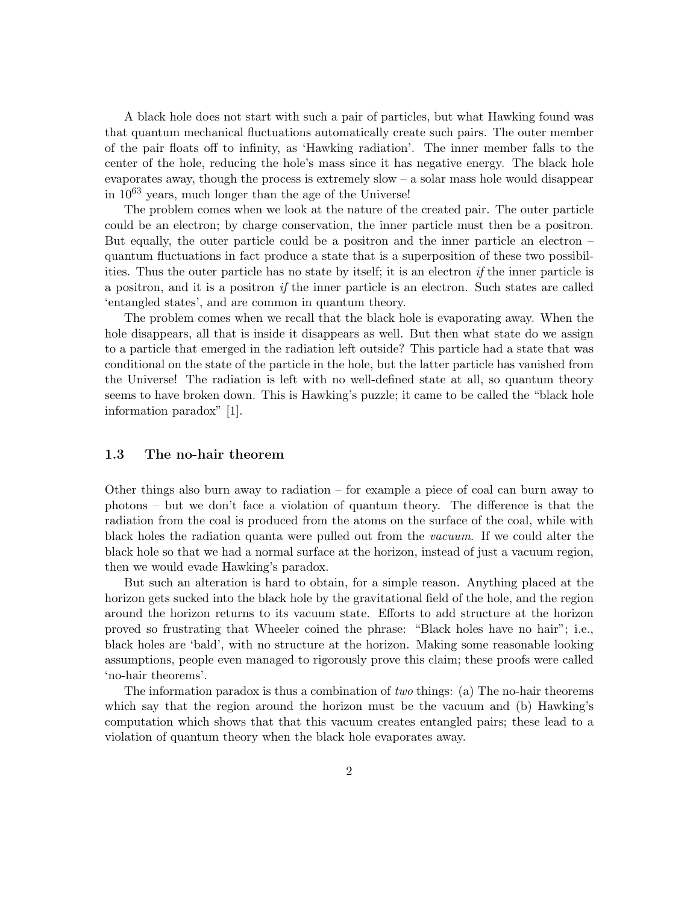A black hole does not start with such a pair of particles, but what Hawking found was that quantum mechanical fluctuations automatically create such pairs. The outer member of the pair floats off to infinity, as 'Hawking radiation'. The inner member falls to the center of the hole, reducing the hole's mass since it has negative energy. The black hole evaporates away, though the process is extremely slow – a solar mass hole would disappear in $10^{63}$ years, much longer than the age of the Universe!

The problem comes when we look at the nature of the created pair. The outer particle could be an electron; by charge conservation, the inner particle must then be a positron. But equally, the outer particle could be a positron and the inner particle an electron – quantum fluctuations in fact produce a state that is a superposition of these two possibilities. Thus the outer particle has no state by itself; it is an electron *if* the inner particle is a positron, and it is a positron *if* the inner particle is an electron. Such states are called 'entangled states', and are common in quantum theory.

The problem comes when we recall that the black hole is evaporating away. When the hole disappears, all that is inside it disappears as well. But then what state do we assign to a particle that emerged in the radiation left outside? This particle had a state that was conditional on the state of the particle in the hole, but the latter particle has vanished from the Universe! The radiation is left with no well-defined state at all, so quantum theory seems to have broken down. This is Hawking's puzzle; it came to be called the "black hole information paradox" [1].

### 1.3 The no-hair theorem

Other things also burn away to radiation – for example a piece of coal can burn away to photons – but we don't face a violation of quantum theory. The difference is that the radiation from the coal is produced from the atoms on the surface of the coal, while with black holes the radiation quanta were pulled out from the *vacuum*. If we could alter the black hole so that we had a normal surface at the horizon, instead of just a vacuum region, then we would evade Hawking's paradox.

But such an alteration is hard to obtain, for a simple reason. Anything placed at the horizon gets sucked into the black hole by the gravitational field of the hole, and the region around the horizon returns to its vacuum state. Efforts to add structure at the horizon proved so frustrating that Wheeler coined the phrase: "Black holes have no hair"; i.e., black holes are 'bald', with no structure at the horizon. Making some reasonable looking assumptions, people even managed to rigorously prove this claim; these proofs were called 'no-hair theorems'.

The information paradox is thus a combination of *two* things: (a) The no-hair theorems which say that the region around the horizon must be the vacuum and (b) Hawking's computation which shows that that this vacuum creates entangled pairs; these lead to a violation of quantum theory when the black hole evaporates away.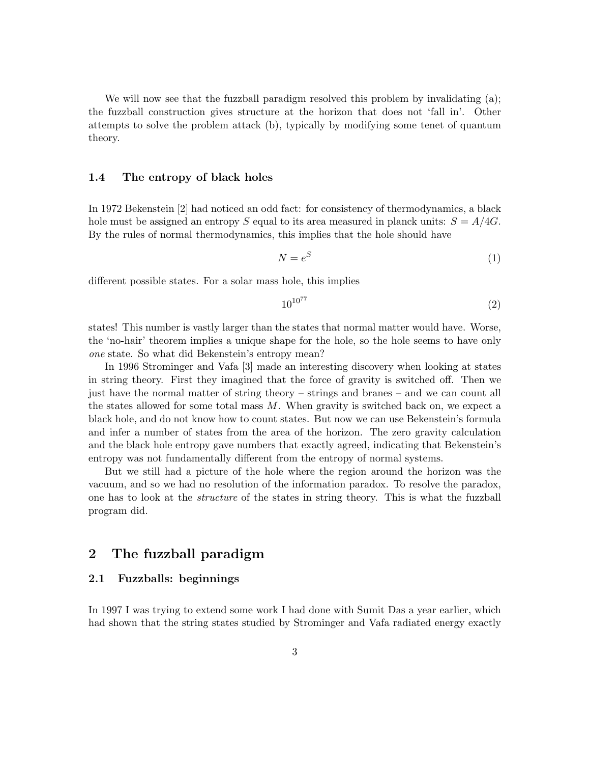We will now see that the fuzzball paradigm resolved this problem by invalidating (a); the fuzzball construction gives structure at the horizon that does not 'fall in'. Other attempts to solve the problem attack (b), typically by modifying some tenet of quantum theory.

### 1.4 The entropy of black holes

In 1972 Bekenstein [2] had noticed an odd fact: for consistency of thermodynamics, a black hole must be assigned an entropy $S$ equal to its area measured in planck units: $S = A/4G$. By the rules of normal thermodynamics, this implies that the hole should have

$$N = e^S \tag{1}$$

different possible states. For a solar mass hole, this implies

$$10^{10^{77}} \tag{2}$$

states! This number is vastly larger than the states that normal matter would have. Worse, the 'no-hair' theorem implies a unique shape for the hole, so the hole seems to have only *one* state. So what did Bekenstein's entropy mean?

In 1996 Strominger and Vafa [3] made an interesting discovery when looking at states in string theory. First they imagined that the force of gravity is switched off. Then we just have the normal matter of string theory – strings and branes – and we can count all the states allowed for some total mass $M$. When gravity is switched back on, we expect a black hole, and do not know how to count states. But now we can use Bekenstein's formula and infer a number of states from the area of the horizon. The zero gravity calculation and the black hole entropy gave numbers that exactly agreed, indicating that Bekenstein's entropy was not fundamentally different from the entropy of normal systems.

But we still had a picture of the hole where the region around the horizon was the vacuum, and so we had no resolution of the information paradox. To resolve the paradox, one has to look at the *structure* of the states in string theory. This is what the fuzzball program did.

## 2 The fuzzball paradigm

### 2.1 Fuzzballs: beginnings

In 1997 I was trying to extend some work I had done with Sumit Das a year earlier, which had shown that the string states studied by Strominger and Vafa radiated energy exactly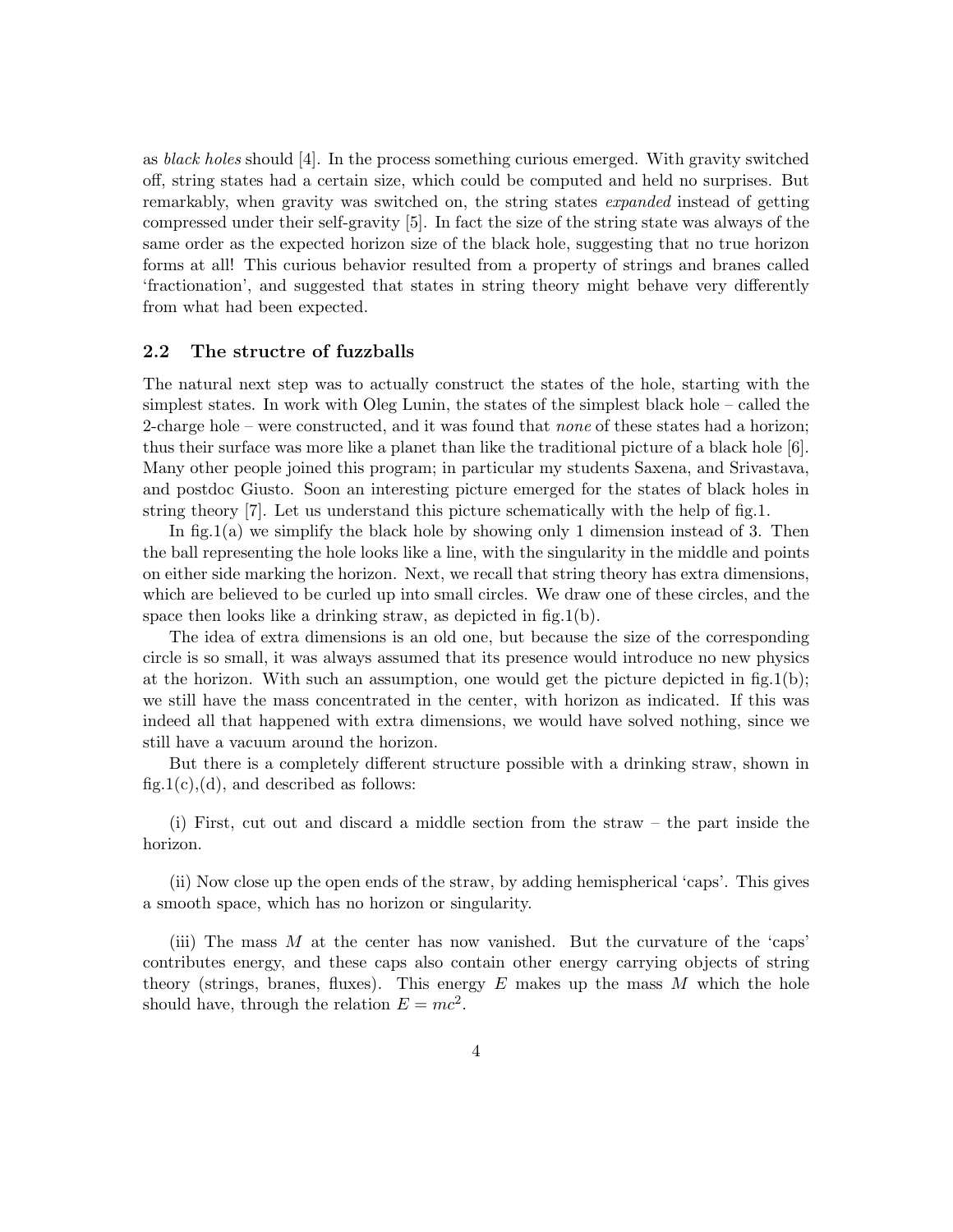as *black holes* should [4]. In the process something curious emerged. With gravity switched off, string states had a certain size, which could be computed and held no surprises. But remarkably, when gravity was switched on, the string states *expanded* instead of getting compressed under their self-gravity [5]. In fact the size of the string state was always of the same order as the expected horizon size of the black hole, suggesting that no true horizon forms at all! This curious behavior resulted from a property of strings and branes called 'fractionation', and suggested that states in string theory might behave very differently from what had been expected.

### 2.2 The structre of fuzzballs

The natural next step was to actually construct the states of the hole, starting with the simplest states. In work with Oleg Lunin, the states of the simplest black hole – called the 2-charge hole – were constructed, and it was found that *none* of these states had a horizon; thus their surface was more like a planet than like the traditional picture of a black hole [6]. Many other people joined this program; in particular my students Saxena, and Srivastava, and postdoc Giusto. Soon an interesting picture emerged for the states of black holes in string theory [7]. Let us understand this picture schematically with the help of fig.1.

In fig.1(a) we simplify the black hole by showing only 1 dimension instead of 3. Then the ball representing the hole looks like a line, with the singularity in the middle and points on either side marking the horizon. Next, we recall that string theory has extra dimensions, which are believed to be curled up into small circles. We draw one of these circles, and the space then looks like a drinking straw, as depicted in fig.1(b).

The idea of extra dimensions is an old one, but because the size of the corresponding circle is so small, it was always assumed that its presence would introduce no new physics at the horizon. With such an assumption, one would get the picture depicted in fig.1(b); we still have the mass concentrated in the center, with horizon as indicated. If this was indeed all that happened with extra dimensions, we would have solved nothing, since we still have a vacuum around the horizon.

But there is a completely different structure possible with a drinking straw, shown in fig.1(c),(d), and described as follows:

(i) First, cut out and discard a middle section from the straw – the part inside the horizon.

(ii) Now close up the open ends of the straw, by adding hemispherical 'caps'. This gives a smooth space, which has no horizon or singularity.

(iii) The mass $M$ at the center has now vanished. But the curvature of the 'caps' contributes energy, and these caps also contain other energy carrying objects of string theory (strings, branes, fluxes). This energy $E$ makes up the mass $M$ which the hole should have, through the relation $E = mc^2$.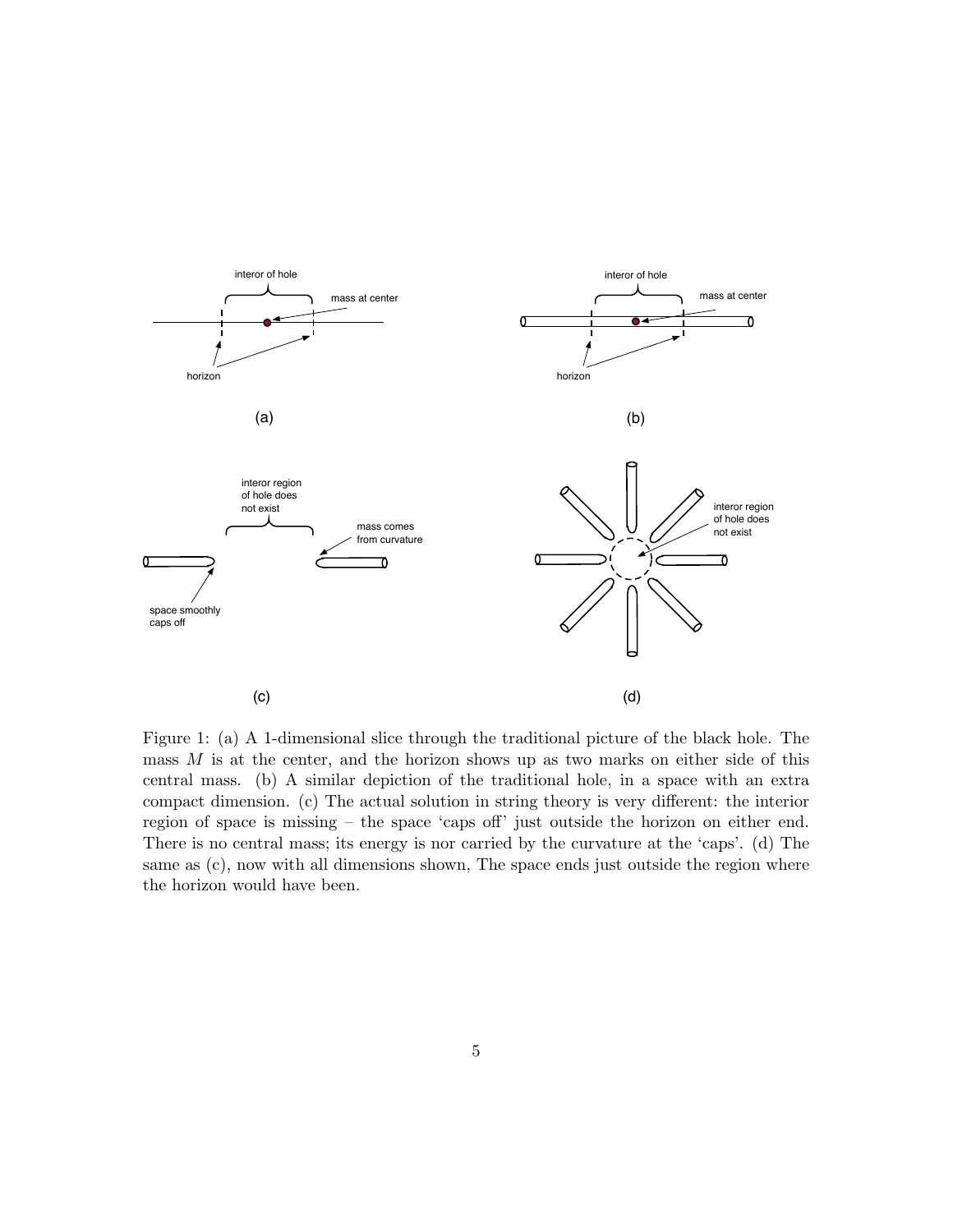Figure 1: (a) A 1-dimensional slice through the traditional picture of the black hole. The mass $M$ is at the center, and the horizon shows up as two marks on either side of this central mass. (b) A similar depiction of the traditional hole, in a space with an extra compact dimension. (c) The actual solution in string theory is very different: the interior region of space is missing – the space 'caps off' just outside the horizon on either end. There is no central mass; its energy is nor carried by the curvature at the 'caps'. (d) The same as (c), now with all dimensions shown, The space ends just outside the region where the horizon would have been.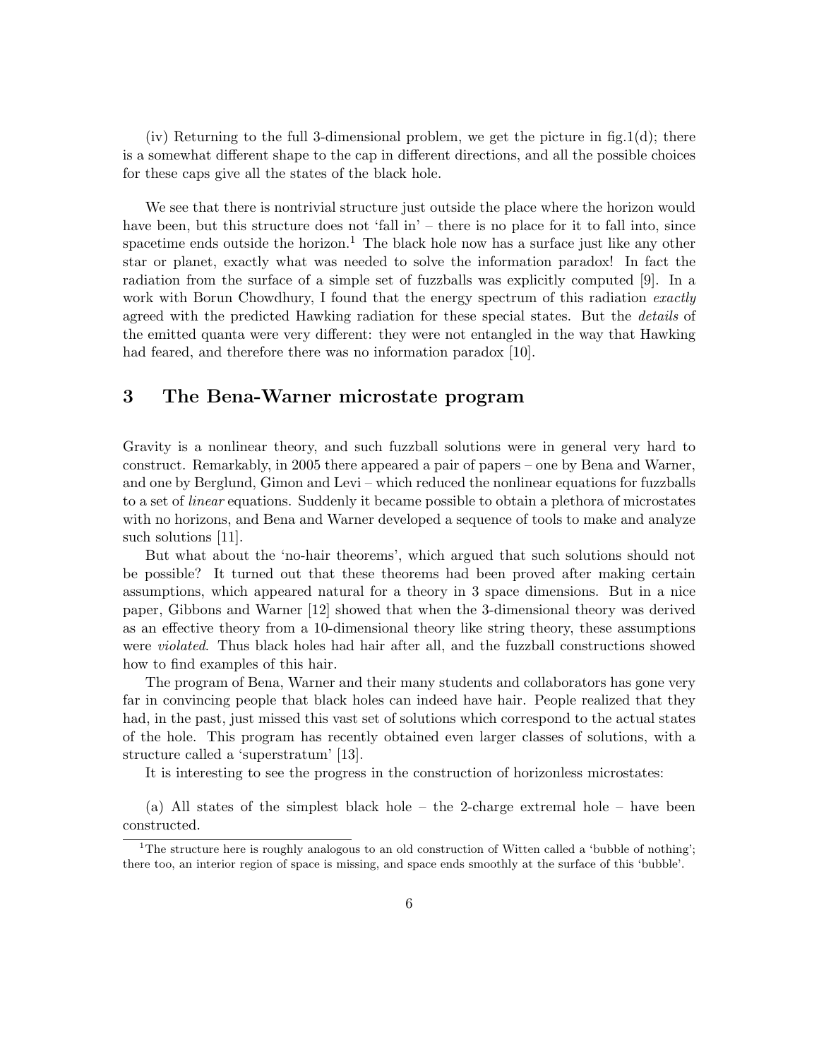(iv) Returning to the full 3-dimensional problem, we get the picture in fig.1(d); there is a somewhat different shape to the cap in different directions, and all the possible choices for these caps give all the states of the black hole.

We see that there is nontrivial structure just outside the place where the horizon would have been, but this structure does not 'fall in' – there is no place for it to fall into, since spacetime ends outside the horizon.[1] The black hole now has a surface just like any other star or planet, exactly what was needed to solve the information paradox! In fact the radiation from the surface of a simple set of fuzzballs was explicitly computed [9]. In a work with Borun Chowdhury, I found that the energy spectrum of this radiation *exactly* agreed with the predicted Hawking radiation for these special states. But the *details* of the emitted quanta were very different: they were not entangled in the way that Hawking had feared, and therefore there was no information paradox [10].

## 3 The Bena-Warner microstate program

Gravity is a nonlinear theory, and such fuzzball solutions were in general very hard to construct. Remarkably, in 2005 there appeared a pair of papers – one by Bena and Warner, and one by Berglund, Gimon and Levi – which reduced the nonlinear equations for fuzzballs to a set of *linear* equations. Suddenly it became possible to obtain a plethora of microstates with no horizons, and Bena and Warner developed a sequence of tools to make and analyze such solutions [11].

But what about the 'no-hair theorems', which argued that such solutions should not be possible? It turned out that these theorems had been proved after making certain assumptions, which appeared natural for a theory in 3 space dimensions. But in a nice paper, Gibbons and Warner [12] showed that when the 3-dimensional theory was derived as an effective theory from a 10-dimensional theory like string theory, these assumptions were *violated*. Thus black holes had hair after all, and the fuzzball constructions showed how to find examples of this hair.

The program of Bena, Warner and their many students and collaborators has gone very far in convincing people that black holes can indeed have hair. People realized that they had, in the past, just missed this vast set of solutions which correspond to the actual states of the hole. This program has recently obtained even larger classes of solutions, with a structure called a 'superstratum' [13].

It is interesting to see the progress in the construction of horizonless microstates:

(a) All states of the simplest black hole – the 2-charge extremal hole – have been constructed.

[1] The structure here is roughly analogous to an old construction of Witten called a 'bubble of nothing'; there too, an interior region of space is missing, and space ends smoothly at the surface of this 'bubble'.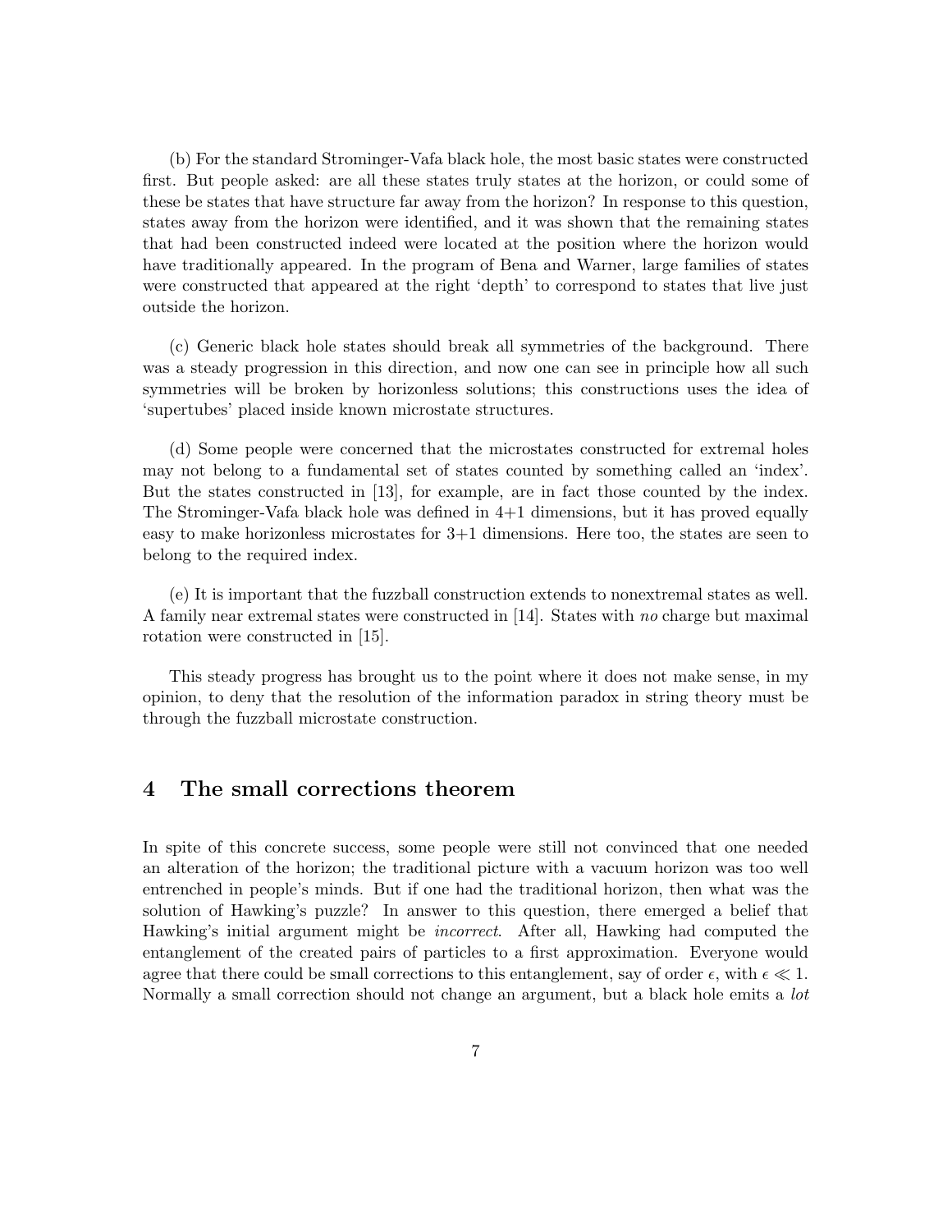(b) For the standard Strominger-Vafa black hole, the most basic states were constructed first. But people asked: are all these states truly states at the horizon, or could some of these be states that have structure far away from the horizon? In response to this question, states away from the horizon were identified, and it was shown that the remaining states that had been constructed indeed were located at the position where the horizon would have traditionally appeared. In the program of Bena and Warner, large families of states were constructed that appeared at the right 'depth' to correspond to states that live just outside the horizon.

(c) Generic black hole states should break all symmetries of the background. There was a steady progression in this direction, and now one can see in principle how all such symmetries will be broken by horizonless solutions; this constructions uses the idea of 'supertubes' placed inside known microstate structures.

(d) Some people were concerned that the microstates constructed for extremal holes may not belong to a fundamental set of states counted by something called an 'index'. But the states constructed in [13], for example, are in fact those counted by the index. The Strominger-Vafa black hole was defined in 4+1 dimensions, but it has proved equally easy to make horizonless microstates for 3+1 dimensions. Here too, the states are seen to belong to the required index.

(e) It is important that the fuzzball construction extends to nonextremal states as well. A family near extremal states were constructed in [14]. States with *no* charge but maximal rotation were constructed in [15].

This steady progress has brought us to the point where it does not make sense, in my opinion, to deny that the resolution of the information paradox in string theory must be through the fuzzball microstate construction.

## 4 The small corrections theorem

In spite of this concrete success, some people were still not convinced that one needed an alteration of the horizon; the traditional picture with a vacuum horizon was too well entrenched in people's minds. But if one had the traditional horizon, then what was the solution of Hawking's puzzle? In answer to this question, there emerged a belief that Hawking's initial argument might be *incorrect*. After all, Hawking had computed the entanglement of the created pairs of particles to a first approximation. Everyone would agree that there could be small corrections to this entanglement, say of order $\epsilon$, with $\epsilon \ll 1$. Normally a small correction should not change an argument, but a black hole emits a *lot*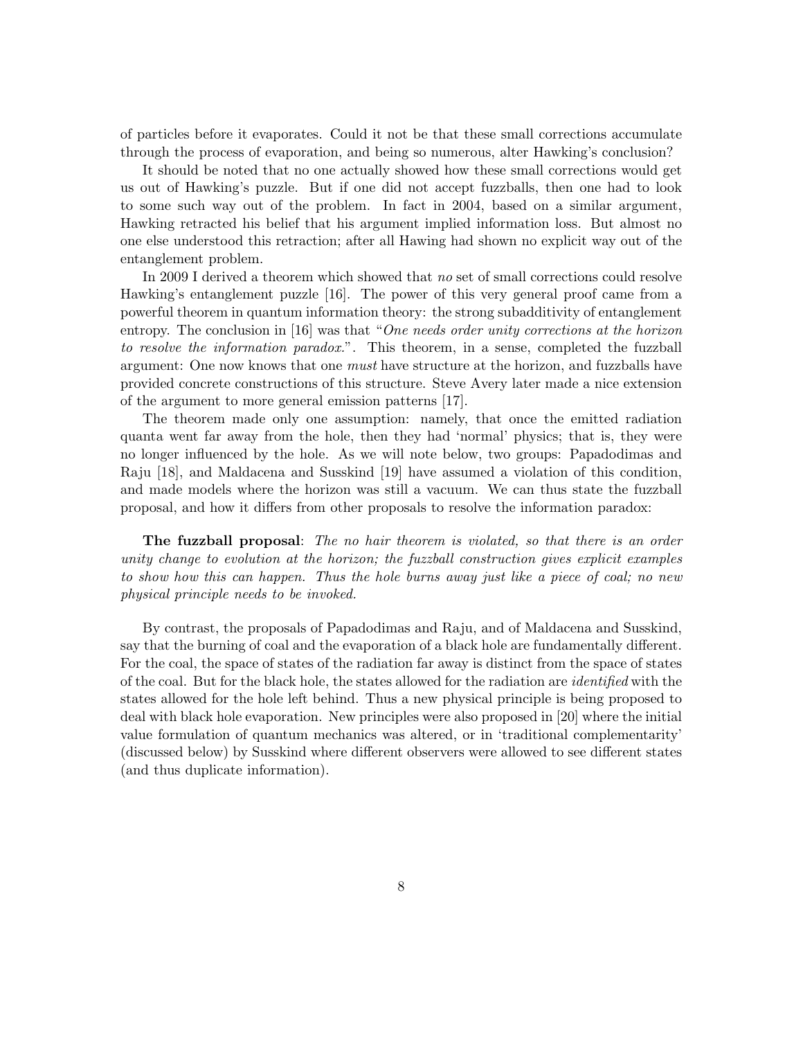of particles before it evaporates. Could it not be that these small corrections accumulate through the process of evaporation, and being so numerous, alter Hawking's conclusion?

It should be noted that no one actually showed how these small corrections would get us out of Hawking's puzzle. But if one did not accept fuzzballs, then one had to look to some such way out of the problem. In fact in 2004, based on a similar argument, Hawking retracted his belief that his argument implied information loss. But almost no one else understood this retraction; after all Hawing had shown no explicit way out of the entanglement problem.

In 2009 I derived a theorem which showed that *no* set of small corrections could resolve Hawking's entanglement puzzle [16]. The power of this very general proof came from a powerful theorem in quantum information theory: the strong subadditivity of entanglement entropy. The conclusion in [16] was that "*One needs order unity corrections at the horizon to resolve the information paradox.*". This theorem, in a sense, completed the fuzzball argument: One now knows that one *must* have structure at the horizon, and fuzzballs have provided concrete constructions of this structure. Steve Avery later made a nice extension of the argument to more general emission patterns [17].

The theorem made only one assumption: namely, that once the emitted radiation quanta went far away from the hole, then they had 'normal' physics; that is, they were no longer influenced by the hole. As we will note below, two groups: Papadodimas and Raju [18], and Maldacena and Susskind [19] have assumed a violation of this condition, and made models where the horizon was still a vacuum. We can thus state the fuzzball proposal, and how it differs from other proposals to resolve the information paradox:

**The fuzzball proposal**: *The no hair theorem is violated, so that there is an order unity change to evolution at the horizon; the fuzzball construction gives explicit examples to show how this can happen. Thus the hole burns away just like a piece of coal; no new physical principle needs to be invoked.*

By contrast, the proposals of Papadodimas and Raju, and of Maldacena and Susskind, say that the burning of coal and the evaporation of a black hole are fundamentally different. For the coal, the space of states of the radiation far away is distinct from the space of states of the coal. But for the black hole, the states allowed for the radiation are *identified* with the states allowed for the hole left behind. Thus a new physical principle is being proposed to deal with black hole evaporation. New principles were also proposed in [20] where the initial value formulation of quantum mechanics was altered, or in 'traditional complementarity' (discussed below) by Susskind where different observers were allowed to see different states (and thus duplicate information).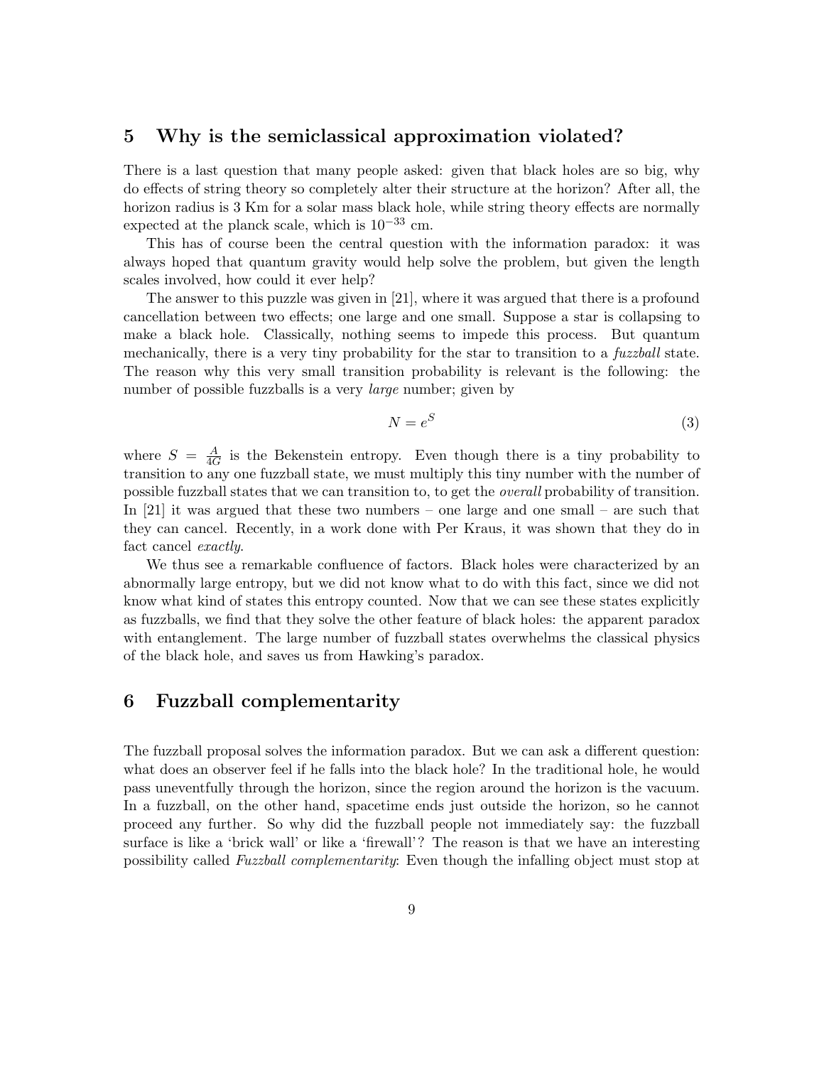## 5 Why is the semiclassical approximation violated?

There is a last question that many people asked: given that black holes are so big, why do effects of string theory so completely alter their structure at the horizon? After all, the horizon radius is 3 Km for a solar mass black hole, while string theory effects are normally expected at the planck scale, which is $10^{-33}$ cm.

This has of course been the central question with the information paradox: it was always hoped that quantum gravity would help solve the problem, but given the length scales involved, how could it ever help?

The answer to this puzzle was given in [21], where it was argued that there is a profound cancellation between two effects; one large and one small. Suppose a star is collapsing to make a black hole. Classically, nothing seems to impede this process. But quantum mechanically, there is a very tiny probability for the star to transition to a *fuzzball* state. The reason why this very small transition probability is relevant is the following: the number of possible fuzzballs is a very *large* number; given by

$$N = e^S \tag{3}$$

where $S = \frac{A}{4G}$ is the Bekenstein entropy. Even though there is a tiny probability to transition to any one fuzzball state, we must multiply this tiny number with the number of possible fuzzball states that we can transition to, to get the *overall* probability of transition. In [21] it was argued that these two numbers – one large and one small – are such that they can cancel. Recently, in a work done with Per Kraus, it was shown that they do in fact cancel *exactly*.

We thus see a remarkable confluence of factors. Black holes were characterized by an abnormally large entropy, but we did not know what to do with this fact, since we did not know what kind of states this entropy counted. Now that we can see these states explicitly as fuzzballs, we find that they solve the other feature of black holes: the apparent paradox with entanglement. The large number of fuzzball states overwhelms the classical physics of the black hole, and saves us from Hawking's paradox.

## 6 Fuzzball complementarity

The fuzzball proposal solves the information paradox. But we can ask a different question: what does an observer feel if he falls into the black hole? In the traditional hole, he would pass uneventfully through the horizon, since the region around the horizon is the vacuum. In a fuzzball, on the other hand, spacetime ends just outside the horizon, so he cannot proceed any further. So why did the fuzzball people not immediately say: the fuzzball surface is like a 'brick wall' or like a 'firewall'? The reason is that we have an interesting possibility called *Fuzzball complementarity*: Even though the infalling object must stop at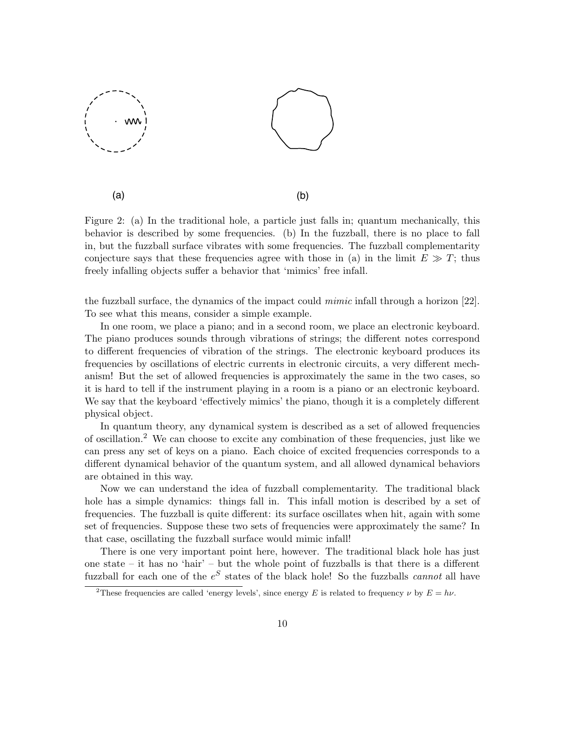(a) (b)

Figure 2: (a) In the traditional hole, a particle just falls in; quantum mechanically, this behavior is described by some frequencies. (b) In the fuzzball, there is no place to fall in, but the fuzzball surface vibrates with some frequencies. The fuzzball complementarity conjecture says that these frequencies agree with those in (a) in the limit $E \gg T$; thus freely infalling objects suffer a behavior that 'mimics' free infall.

the fuzzball surface, the dynamics of the impact could *mimic* infall through a horizon [22]. To see what this means, consider a simple example.

In one room, we place a piano; and in a second room, we place an electronic keyboard. The piano produces sounds through vibrations of strings; the different notes correspond to different frequencies of vibration of the strings. The electronic keyboard produces its frequencies by oscillations of electric currents in electronic circuits, a very different mechanism! But the set of allowed frequencies is approximately the same in the two cases, so it is hard to tell if the instrument playing in a room is a piano or an electronic keyboard. We say that the keyboard 'effectively mimics' the piano, though it is a completely different physical object.

In quantum theory, any dynamical system is described as a set of allowed frequencies of oscillation.[2] We can choose to excite any combination of these frequencies, just like we can press any set of keys on a piano. Each choice of excited frequencies corresponds to a different dynamical behavior of the quantum system, and all allowed dynamical behaviors are obtained in this way.

Now we can understand the idea of fuzzball complementarity. The traditional black hole has a simple dynamics: things fall in. This infall motion is described by a set of frequencies. The fuzzball is quite different: its surface oscillates when hit, again with some set of frequencies. Suppose these two sets of frequencies were approximately the same? In that case, oscillating the fuzzball surface would mimic infall!

There is one very important point here, however. The traditional black hole has just one state – it has no 'hair' – but the whole point of fuzzballs is that there is a different fuzzball for each one of the $e^S$ states of the black hole! So the fuzzballs *cannot* all have

[2] These frequencies are called 'energy levels', since energy $E$ is related to frequency $\nu$ by $E = h\nu$.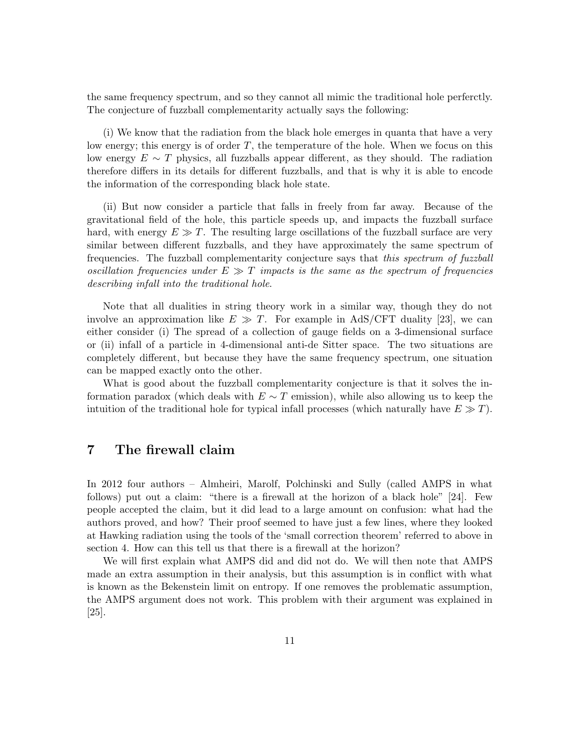the same frequency spectrum, and so they cannot all mimic the traditional hole perferctly. The conjecture of fuzzball complementarity actually says the following:

(i) We know that the radiation from the black hole emerges in quanta that have a very low energy; this energy is of order $T$, the temperature of the hole. When we focus on this low energy $E \sim T$ physics, all fuzzballs appear different, as they should. The radiation therefore differs in its details for different fuzzballs, and that is why it is able to encode the information of the corresponding black hole state.

(ii) But now consider a particle that falls in freely from far away. Because of the gravitational field of the hole, this particle speeds up, and impacts the fuzzball surface hard, with energy $E \gg T$. The resulting large oscillations of the fuzzball surface are very similar between different fuzzballs, and they have approximately the same spectrum of frequencies. The fuzzball complementarity conjecture says that *this spectrum of fuzzball oscillation frequencies under $E \gg T$ impacts is the same as the spectrum of frequencies describing infall into the traditional hole.*

Note that all dualities in string theory work in a similar way, though they do not involve an approximation like $E \gg T$. For example in AdS/CFT duality [23], we can either consider (i) The spread of a collection of gauge fields on a 3-dimensional surface or (ii) infall of a particle in 4-dimensional anti-de Sitter space. The two situations are completely different, but because they have the same frequency spectrum, one situation can be mapped exactly onto the other.

What is good about the fuzzball complementarity conjecture is that it solves the information paradox (which deals with $E \sim T$ emission), while also allowing us to keep the intuition of the traditional hole for typical infall processes (which naturally have $E \gg T$).

## 7 The firewall claim

In 2012 four authors – Almheiri, Marolf, Polchinski and Sully (called AMPS in what follows) put out a claim: "there is a firewall at the horizon of a black hole" [24]. Few people accepted the claim, but it did lead to a large amount on confusion: what had the authors proved, and how? Their proof seemed to have just a few lines, where they looked at Hawking radiation using the tools of the 'small correction theorem' referred to above in section 4. How can this tell us that there is a firewall at the horizon?

We will first explain what AMPS did and did not do. We will then note that AMPS made an extra assumption in their analysis, but this assumption is in conflict with what is known as the Bekenstein limit on entropy. If one removes the problematic assumption, the AMPS argument does not work. This problem with their argument was explained in [25].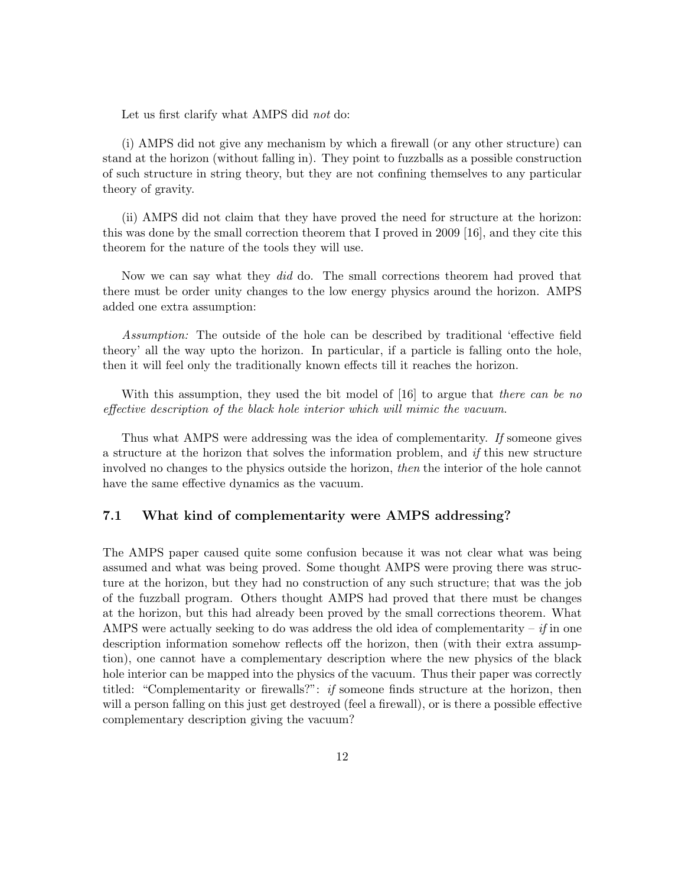Let us first clarify what AMPS did *not* do:

(i) AMPS did not give any mechanism by which a firewall (or any other structure) can stand at the horizon (without falling in). They point to fuzzballs as a possible construction of such structure in string theory, but they are not confining themselves to any particular theory of gravity.

(ii) AMPS did not claim that they have proved the need for structure at the horizon: this was done by the small correction theorem that I proved in 2009 [16], and they cite this theorem for the nature of the tools they will use.

Now we can say what they *did* do. The small corrections theorem had proved that there must be order unity changes to the low energy physics around the horizon. AMPS added one extra assumption:

*Assumption:* The outside of the hole can be described by traditional 'effective field theory' all the way upto the horizon. In particular, if a particle is falling onto the hole, then it will feel only the traditionally known effects till it reaches the horizon.

With this assumption, they used the bit model of [16] to argue that *there can be no effective description of the black hole interior which will mimic the vacuum*.

Thus what AMPS were addressing was the idea of complementarity. *If* someone gives a structure at the horizon that solves the information problem, and *if* this new structure involved no changes to the physics outside the horizon, *then* the interior of the hole cannot have the same effective dynamics as the vacuum.

### 7.1 What kind of complementarity were AMPS addressing?

The AMPS paper caused quite some confusion because it was not clear what was being assumed and what was being proved. Some thought AMPS were proving there was structure at the horizon, but they had no construction of any such structure; that was the job of the fuzzball program. Others thought AMPS had proved that there must be changes at the horizon, but this had already been proved by the small corrections theorem. What AMPS were actually seeking to do was address the old idea of complementarity – *if* in one description information somehow reflects off the horizon, then (with their extra assumption), one cannot have a complementary description where the new physics of the black hole interior can be mapped into the physics of the vacuum. Thus their paper was correctly titled: "Complementarity or firewalls?": *if* someone finds structure at the horizon, then will a person falling on this just get destroyed (feel a firewall), or is there a possible effective complementary description giving the vacuum?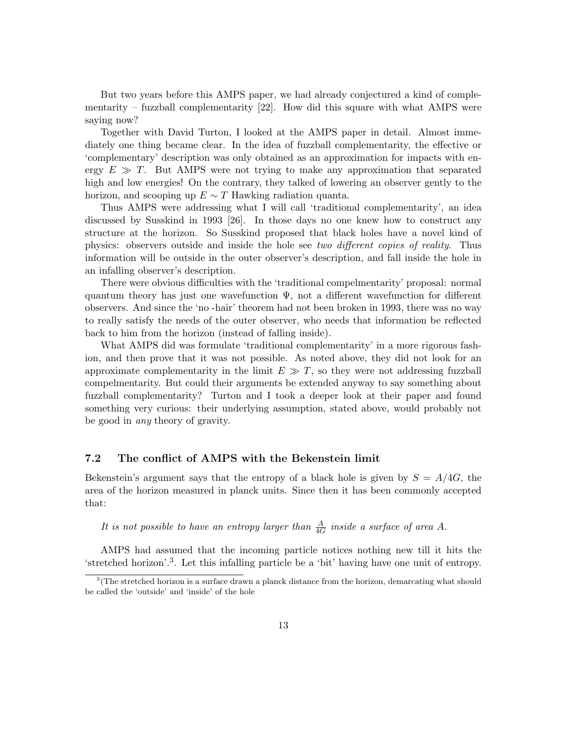But two years before this AMPS paper, we had already conjectured a kind of complementarity – fuzzball complementarity [22]. How did this square with what AMPS were saying now?

Together with David Turton, I looked at the AMPS paper in detail. Almost immediately one thing became clear. In the idea of fuzzball complementarity, the effective or 'complementary' description was only obtained as an approximation for impacts with energy $E \gg T$. But AMPS were not trying to make any approximation that separated high and low energies! On the contrary, they talked of lowering an observer gently to the horizon, and scooping up $E \sim T$ Hawking radiation quanta.

Thus AMPS were addressing what I will call 'traditional complementarity', an idea discussed by Susskind in 1993 [26]. In those days no one knew how to construct any structure at the horizon. So Susskind proposed that black holes have a novel kind of physics: observers outside and inside the hole see *two different copies of reality*. Thus information will be outside in the outer observer's description, and fall inside the hole in an infalling observer's description.

There were obvious difficulties with the 'traditional compelmentarity' proposal: normal quantum theory has just one wavefunction $\Psi$, not a different wavefunction for different observers. And since the 'no -hair' theorem had not been broken in 1993, there was no way to really satisfy the needs of the outer observer, who needs that information be reflected back to him from the horizon (instead of falling inside).

What AMPS did was formulate 'traditional complementarity' in a more rigorous fashion, and then prove that it was not possible. As noted above, they did not look for an approximate complementarity in the limit $E \gg T$, so they were not addressing fuzzball compelmentarity. But could their arguments be extended anyway to say something about fuzzball complementarity? Turton and I took a deeper look at their paper and found something very curious: their underlying assumption, stated above, would probably not be good in *any* theory of gravity.

### 7.2 The conflict of AMPS with the Bekenstein limit

Bekenstein's argument says that the entropy of a black hole is given by $S = A/4G$, the area of the horizon measured in planck units. Since then it has been commonly accepted that:

*It is not possible to have an entropy larger than* $\frac{A}{4G}$ *inside a surface of area A.*

AMPS had assumed that the incoming particle notices nothing new till it hits the 'stretched horizon'.[3]. Let this infalling particle be a 'bit' having have one unit of entropy.

[3](The stretched horizon is a surface drawn a planck distance from the horizon, demarcating what should be called the 'outside' and 'inside' of the hole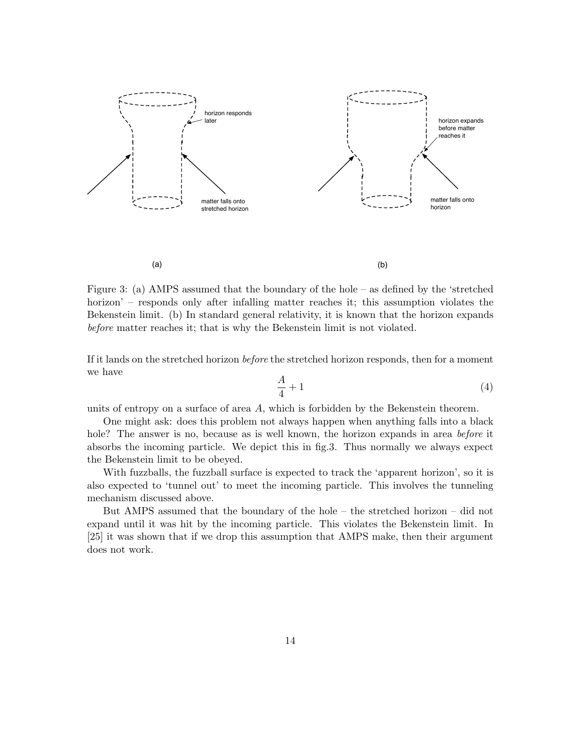horizon responds later

matter falls onto stretched horizon

(a)

horizon expands before matter reaches it

matter falls onto horizon

(b)

Figure 3: (a) AMPS assumed that the boundary of the hole – as defined by the 'stretched horizon' – responds only after infalling matter reaches it; this assumption violates the Bekenstein limit. (b) In standard general relativity, it is known that the horizon expands *before* matter reaches it; that is why the Bekenstein limit is not violated.

If it lands on the stretched horizon *before* the stretched horizon responds, then for a moment we have

$$\frac{A}{4} + 1 \tag{4}$$

units of entropy on a surface of area $A$, which is forbidden by the Bekenstein theorem.

One might ask: does this problem not always happen when anything falls into a black hole? The answer is no, because as is well known, the horizon expands in area *before* it absorbs the incoming particle. We depict this in fig.3. Thus normally we always expect the Bekenstein limit to be obeyed.

With fuzzballs, the fuzzball surface is expected to track the 'apparent horizon', so it is also expected to 'tunnel out' to meet the incoming particle. This involves the tunneling mechanism discussed above.

But AMPS assumed that the boundary of the hole – the stretched horizon – did not expand until it was hit by the incoming particle. This violates the Bekenstein limit. In [25] it was shown that if we drop this assumption that AMPS make, then their argument does not work.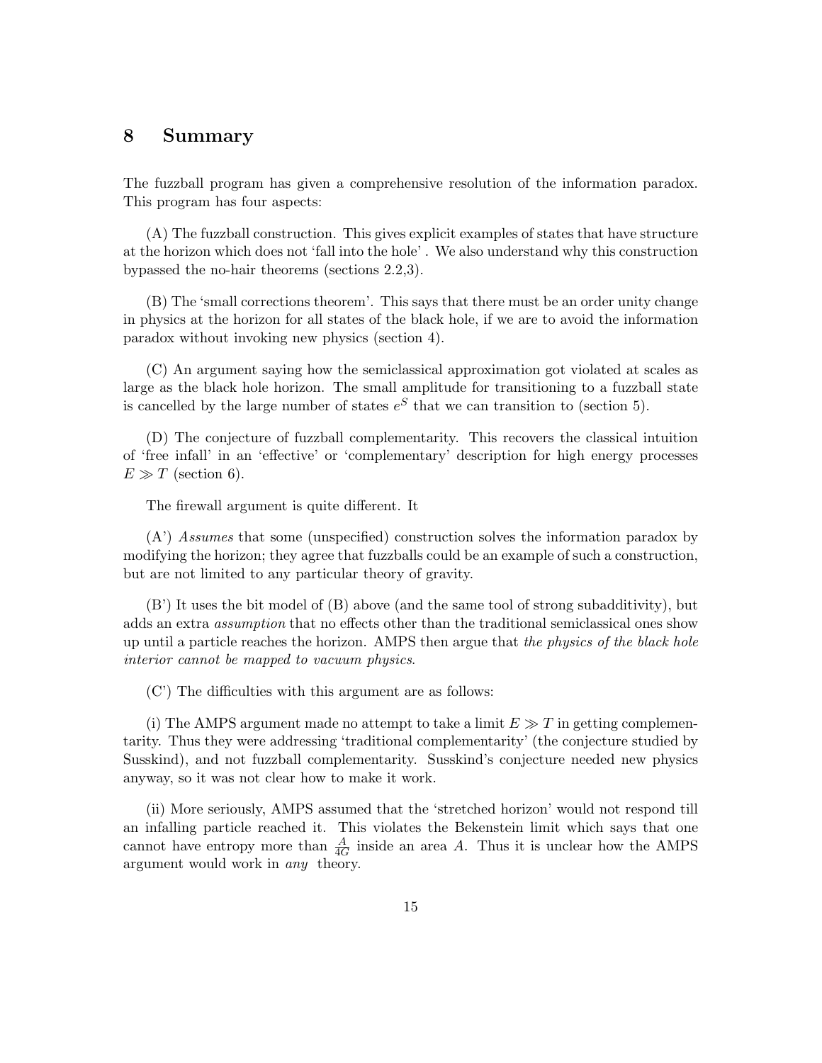# 8 Summary

The fuzzball program has given a comprehensive resolution of the information paradox. This program has four aspects:

(A) The fuzzball construction. This gives explicit examples of states that have structure at the horizon which does not 'fall into the hole' . We also understand why this construction bypassed the no-hair theorems (sections 2.2,3).

(B) The 'small corrections theorem'. This says that there must be an order unity change in physics at the horizon for all states of the black hole, if we are to avoid the information paradox without invoking new physics (section 4).

(C) An argument saying how the semiclassical approximation got violated at scales as large as the black hole horizon. The small amplitude for transitioning to a fuzzball state is cancelled by the large number of states $e^S$ that we can transition to (section 5).

(D) The conjecture of fuzzball complementarity. This recovers the classical intuition of 'free infall' in an 'effective' or 'complementary' description for high energy processes $E \gg T$ (section 6).

The firewall argument is quite different. It

(A') *Assumes* that some (unspecified) construction solves the information paradox by modifying the horizon; they agree that fuzzballs could be an example of such a construction, but are not limited to any particular theory of gravity.

(B') It uses the bit model of (B) above (and the same tool of strong subadditivity), but adds an extra *assumption* that no effects other than the traditional semiclassical ones show up until a particle reaches the horizon. AMPS then argue that *the physics of the black hole interior cannot be mapped to vacuum physics*.

(C') The difficulties with this argument are as follows:

(i) The AMPS argument made no attempt to take a limit $E \gg T$ in getting complementarity. Thus they were addressing 'traditional complementarity' (the conjecture studied by Susskind), and not fuzzball complementarity. Susskind's conjecture needed new physics anyway, so it was not clear how to make it work.

(ii) More seriously, AMPS assumed that the 'stretched horizon' would not respond till an infalling particle reached it. This violates the Bekenstein limit which says that one cannot have entropy more than $\frac{A}{4G}$ inside an area $A$. Thus it is unclear how the AMPS argument would work in *any* theory.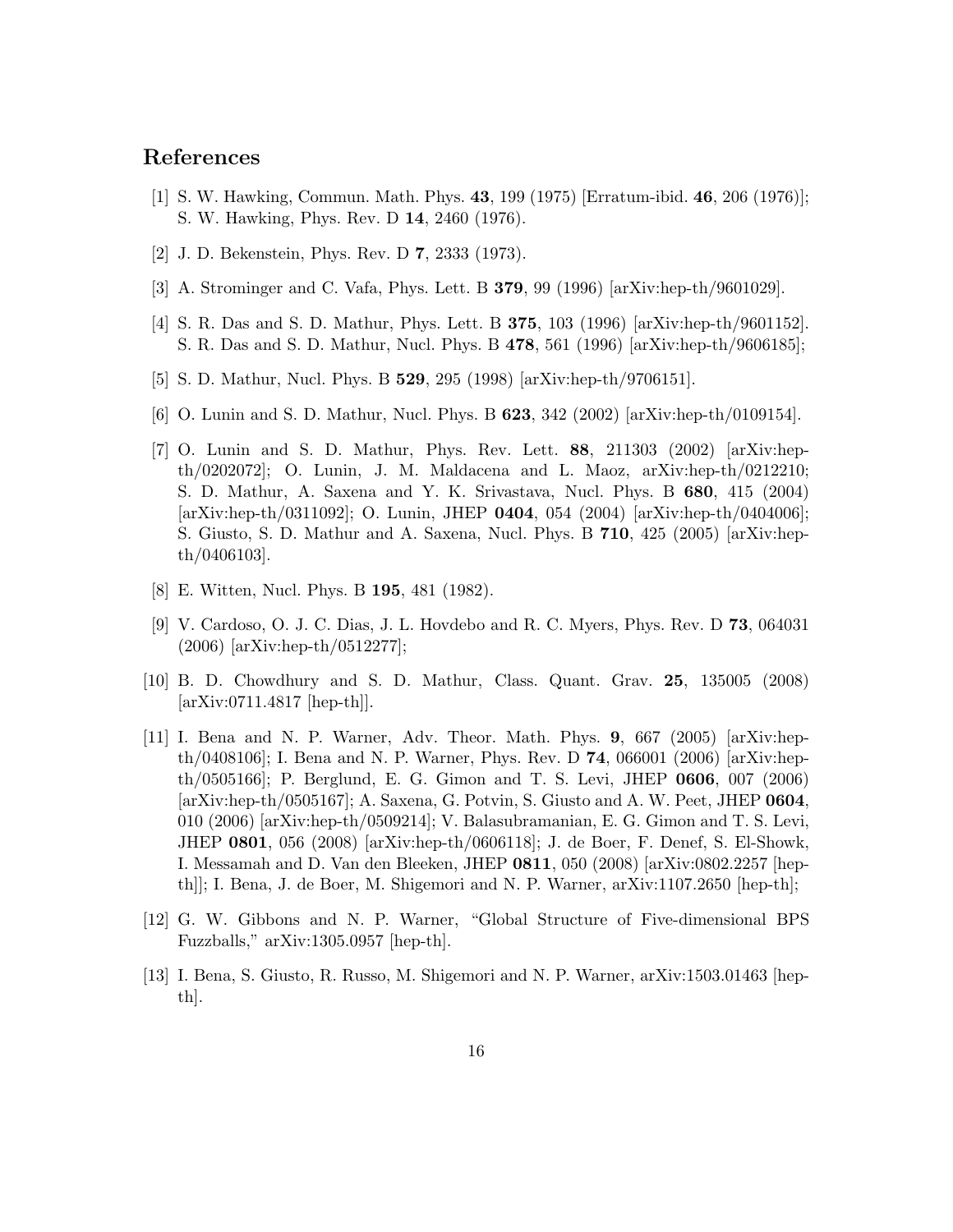## References

[1] S. W. Hawking, Commun. Math. Phys. **43**, 199 (1975) [Erratum-ibid. **46**, 206 (1976)]; S. W. Hawking, Phys. Rev. D **14**, 2460 (1976).

[2] J. D. Bekenstein, Phys. Rev. D **7**, 2333 (1973).

[3] A. Strominger and C. Vafa, Phys. Lett. B **379**, 99 (1996) [arXiv:hep-th/9601029].

[4] S. R. Das and S. D. Mathur, Phys. Lett. B **375**, 103 (1996) [arXiv:hep-th/9601152]. S. R. Das and S. D. Mathur, Nucl. Phys. B **478**, 561 (1996) [arXiv:hep-th/9606185];

[5] S. D. Mathur, Nucl. Phys. B **529**, 295 (1998) [arXiv:hep-th/9706151].

[6] O. Lunin and S. D. Mathur, Nucl. Phys. B **623**, 342 (2002) [arXiv:hep-th/0109154].

[7] O. Lunin and S. D. Mathur, Phys. Rev. Lett. **88**, 211303 (2002) [arXiv:hep-th/0202072]; O. Lunin, J. M. Maldacena and L. Maoz, arXiv:hep-th/0212210; S. D. Mathur, A. Saxena and Y. K. Srivastava, Nucl. Phys. B **680**, 415 (2004) [arXiv:hep-th/0311092]; O. Lunin, JHEP **0404**, 054 (2004) [arXiv:hep-th/0404006]; S. Giusto, S. D. Mathur and A. Saxena, Nucl. Phys. B **710**, 425 (2005) [arXiv:hep-th/0406103].

[8] E. Witten, Nucl. Phys. B **195**, 481 (1982).

[9] V. Cardoso, O. J. C. Dias, J. L. Hovdebo and R. C. Myers, Phys. Rev. D **73**, 064031 (2006) [arXiv:hep-th/0512277];

[10] B. D. Chowdhury and S. D. Mathur, Class. Quant. Grav. **25**, 135005 (2008) [arXiv:0711.4817 [hep-th]].

[11] I. Bena and N. P. Warner, Adv. Theor. Math. Phys. **9**, 667 (2005) [arXiv:hep-th/0408106]; I. Bena and N. P. Warner, Phys. Rev. D **74**, 066001 (2006) [arXiv:hep-th/0505166]; P. Berglund, E. G. Gimon and T. S. Levi, JHEP **0606**, 007 (2006) [arXiv:hep-th/0505167]; A. Saxena, G. Potvin, S. Giusto and A. W. Peet, JHEP **0604**, 010 (2006) [arXiv:hep-th/0509214]; V. Balasubramanian, E. G. Gimon and T. S. Levi, JHEP **0801**, 056 (2008) [arXiv:hep-th/0606118]; J. de Boer, F. Denef, S. El-Showk, I. Messamah and D. Van den Bleeken, JHEP **0811**, 050 (2008) [arXiv:0802.2257 [hep-th]]; I. Bena, J. de Boer, M. Shigemori and N. P. Warner, arXiv:1107.2650 [hep-th];

[12] G. W. Gibbons and N. P. Warner, "Global Structure of Five-dimensional BPS Fuzzballs," arXiv:1305.0957 [hep-th].

[13] I. Bena, S. Giusto, R. Russo, M. Shigemori and N. P. Warner, arXiv:1503.01463 [hep-th].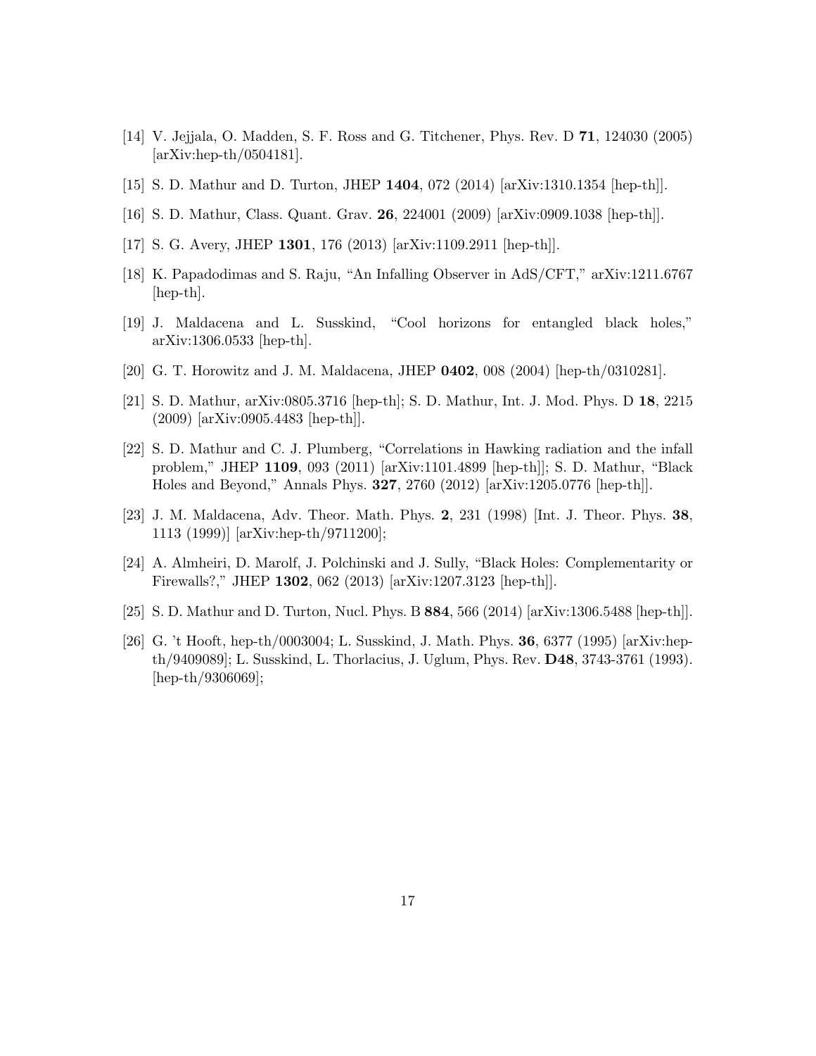[14] V. Jejjala, O. Madden, S. F. Ross and G. Titchener, Phys. Rev. D **71**, 124030 (2005) [arXiv:hep-th/0504181].

[15] S. D. Mathur and D. Turton, JHEP **1404**, 072 (2014) [arXiv:1310.1354 [hep-th]].

[16] S. D. Mathur, Class. Quant. Grav. **26**, 224001 (2009) [arXiv:0909.1038 [hep-th]].

[17] S. G. Avery, JHEP **1301**, 176 (2013) [arXiv:1109.2911 [hep-th]].

[18] K. Papadodimas and S. Raju, "An Infalling Observer in AdS/CFT," arXiv:1211.6767 [hep-th].

[19] J. Maldacena and L. Susskind, "Cool horizons for entangled black holes," arXiv:1306.0533 [hep-th].

[20] G. T. Horowitz and J. M. Maldacena, JHEP **0402**, 008 (2004) [hep-th/0310281].

[21] S. D. Mathur, arXiv:0805.3716 [hep-th]; S. D. Mathur, Int. J. Mod. Phys. D **18**, 2215 (2009) [arXiv:0905.4483 [hep-th]].

[22] S. D. Mathur and C. J. Plumberg, "Correlations in Hawking radiation and the infall problem," JHEP **1109**, 093 (2011) [arXiv:1101.4899 [hep-th]]; S. D. Mathur, "Black Holes and Beyond," Annals Phys. **327**, 2760 (2012) [arXiv:1205.0776 [hep-th]].

[23] J. M. Maldacena, Adv. Theor. Math. Phys. **2**, 231 (1998) [Int. J. Theor. Phys. **38**, 1113 (1999)] [arXiv:hep-th/9711200];

[24] A. Almheiri, D. Marolf, J. Polchinski and J. Sully, "Black Holes: Complementarity or Firewalls?," JHEP **1302**, 062 (2013) [arXiv:1207.3123 [hep-th]].

[25] S. D. Mathur and D. Turton, Nucl. Phys. B **884**, 566 (2014) [arXiv:1306.5488 [hep-th]].

[26] G. 't Hooft, hep-th/0003004; L. Susskind, J. Math. Phys. **36**, 6377 (1995) [arXiv:hep-th/9409089]; L. Susskind, L. Thorlacius, J. Uglum, Phys. Rev. **D48**, 3743-3761 (1993). [hep-th/9306069];